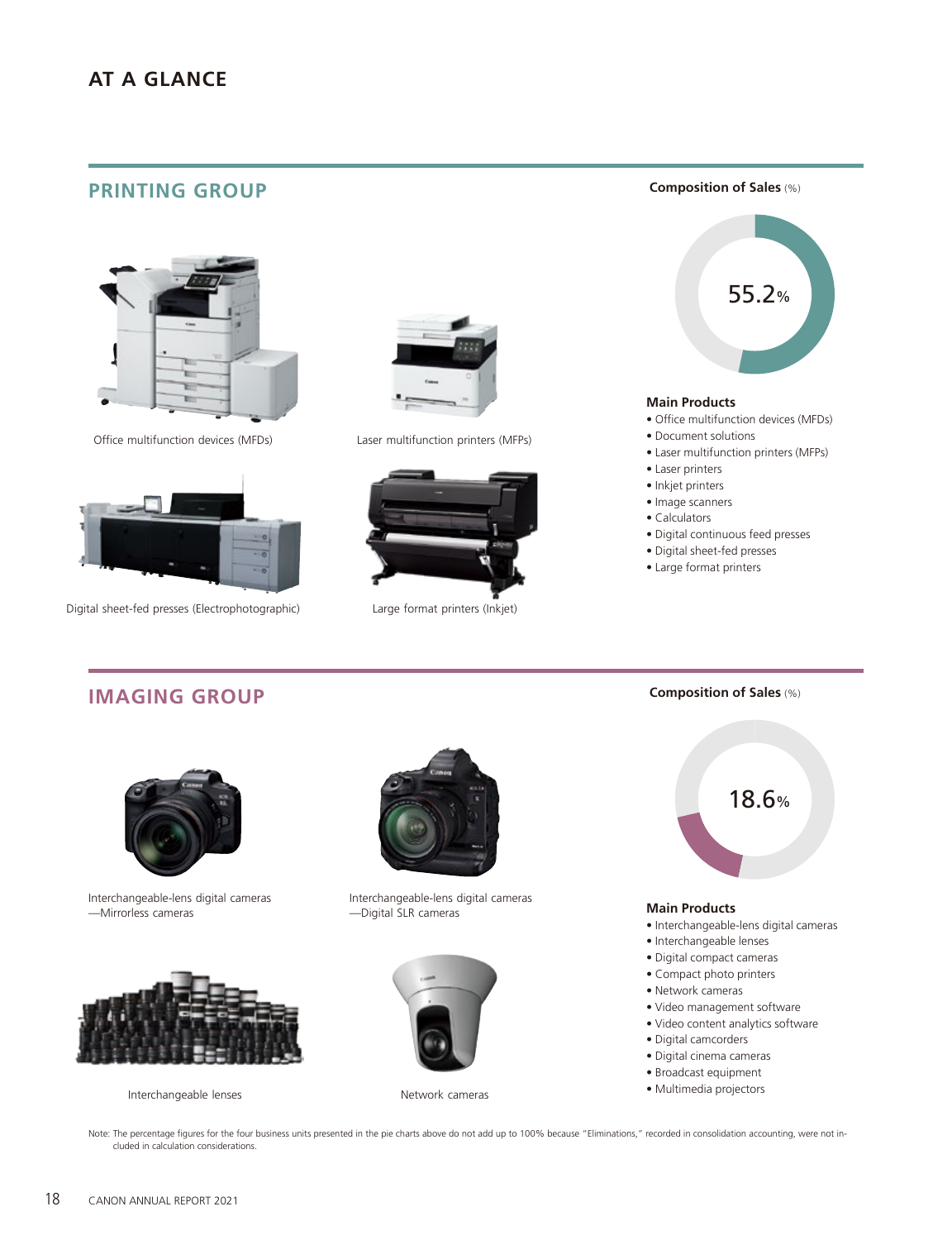# AT A GLANCE

## PRINTING GROUP

Office multifunction devices (MFDs)

Laser multifunction printers (MFPs)

Digital sheet-fed presses (Electrophotographic)

Large format printers (Inkjet)

**Composition of Sales** (%)

55.2%

**Main Products**

- Office multifunction devices (MFDs)
- Document solutions
- Laser multifunction printers (MFPs)
- Laser printers
- Inkjet printers
- Image scanners
- Calculators
- Digital continuous feed presses
- Digital sheet-fed presses
- Large format printers

## IMAGING GROUP

Interchangeable-lens digital cameras —Mirrorless cameras

Interchangeable-lens digital cameras —Digital SLR cameras

Interchangeable lenses

Network cameras

**Composition of Sales** (%)

18.6%

**Main Products**

- Interchangeable-lens digital cameras
- Interchangeable lenses
- Digital compact cameras
- Compact photo printers
- Network cameras
- Video management software
- Video content analytics software
- Digital camcorders
- Digital cinema cameras
- Broadcast equipment
- Multimedia projectors

Note: The percentage figures for the four business units presented in the pie charts above do not add up to 100% because "Eliminations," recorded in consolidation accounting, were not included in calculation considerations.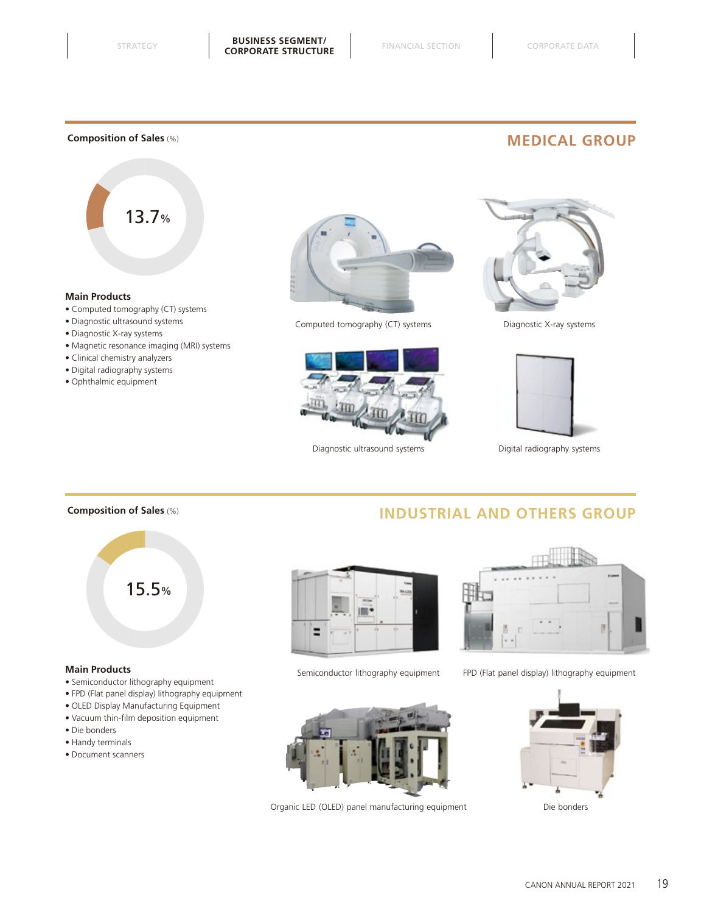## MEDICAL GROUP

**Composition of Sales** (%)

13.7%

**Main Products**

- Computed tomography (CT) systems
- Diagnostic ultrasound systems
- Diagnostic X-ray systems
- Magnetic resonance imaging (MRI) systems
- Clinical chemistry analyzers
- Digital radiography systems
- Ophthalmic equipment

Computed tomography (CT) systems

Diagnostic X-ray systems

Diagnostic ultrasound systems

Digital radiography systems

## INDUSTRIAL AND OTHERS GROUP

**Composition of Sales** (%)

15.5%

**Main Products**

- Semiconductor lithography equipment
- FPD (Flat panel display) lithography equipment
- OLED Display Manufacturing Equipment
- Vacuum thin-film deposition equipment
- Die bonders
- Handy terminals
- Document scanners

Semiconductor lithography equipment

FPD (Flat panel display) lithography equipment

Organic LED (OLED) panel manufacturing equipment

Die bonders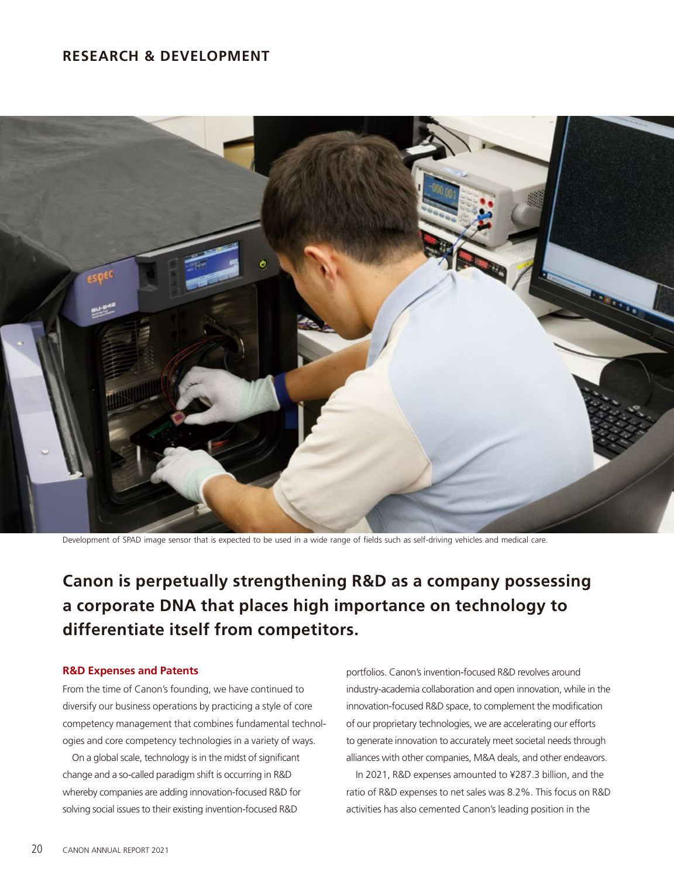## RESEARCH & DEVELOPMENT

Development of SPAD image sensor that is expected to be used in a wide range of fields such as self-driving vehicles and medical care.

# Canon is perpetually strengthening R&D as a company possessing a corporate DNA that places high importance on technology to differentiate itself from competitors.

### R&D Expenses and Patents

From the time of Canon's founding, we have continued to diversify our business operations by practicing a style of core competency management that combines fundamental technologies and core competency technologies in a variety of ways.

On a global scale, technology is in the midst of significant change and a so-called paradigm shift is occurring in R&D whereby companies are adding innovation-focused R&D for solving social issues to their existing invention-focused R&D portfolios. Canon's invention-focused R&D revolves around industry-academia collaboration and open innovation, while in the innovation-focused R&D space, to complement the modification of our proprietary technologies, we are accelerating our efforts to generate innovation to accurately meet societal needs through alliances with other companies, M&A deals, and other endeavors.

In 2021, R&D expenses amounted to ¥287.3 billion, and the ratio of R&D expenses to net sales was 8.2%. This focus on R&D activities has also cemented Canon's leading position in the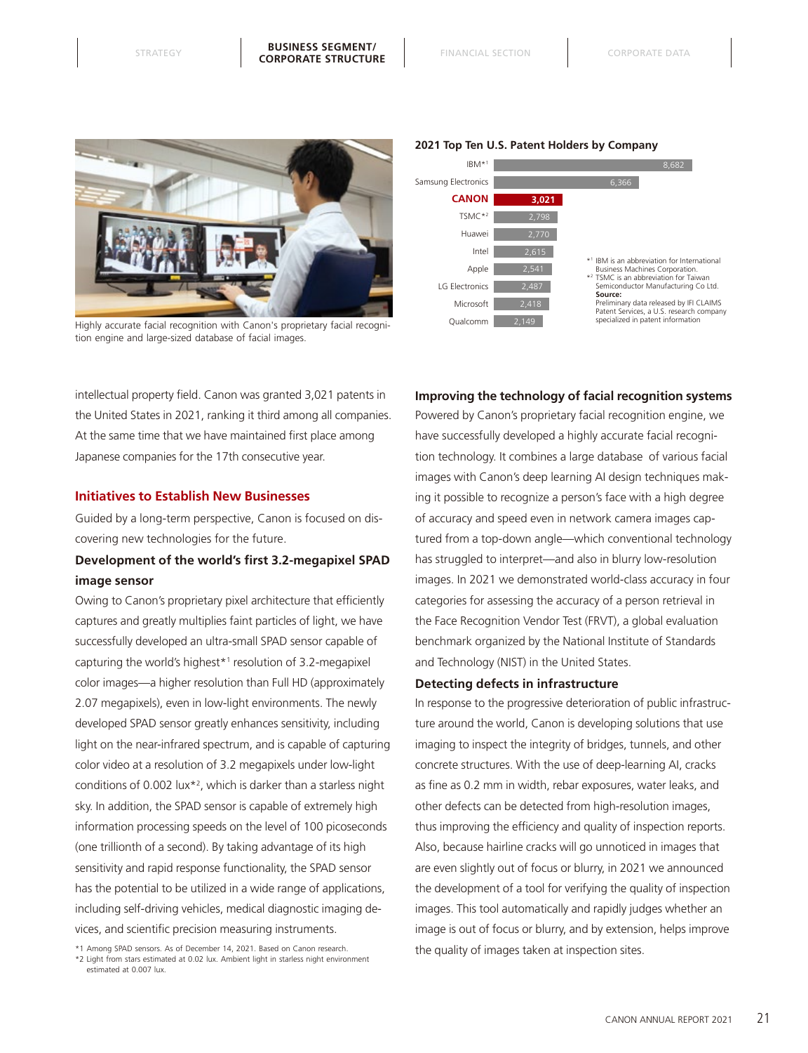Highly accurate facial recognition with Canon's proprietary facial recognition engine and large-sized database of facial images.

**2021 Top Ten U.S. Patent Holders by Company**

| Company | Patents |
|---|---|
| IBM*1 | 8,682 |
| Samsung Electronics | 6,366 |
| **CANON** | **3,021** |
| TSMC*2 | 2,798 |
| Huawei | 2,770 |
| Intel | 2,615 |
| Apple | 2,541 |
| LG Electronics | 2,487 |
| Microsoft | 2,418 |
| Qualcomm | 2,149 |

*1 IBM is an abbreviation for International Business Machines Corporation.
*2 TSMC is an abbreviation for Taiwan Semiconductor Manufacturing Co Ltd.
**Source:**
Preliminary data released by IFI CLAIMS Patent Services, a U.S. research company specialized in patent information

intellectual property field. Canon was granted 3,021 patents in the United States in 2021, ranking it third among all companies. At the same time that we have maintained first place among Japanese companies for the 17th consecutive year.

## Initiatives to Establish New Businesses

Guided by a long-term perspective, Canon is focused on discovering new technologies for the future.

### Development of the world's first 3.2-megapixel SPAD image sensor

Owing to Canon's proprietary pixel architecture that efficiently captures and greatly multiplies faint particles of light, we have successfully developed an ultra-small SPAD sensor capable of capturing the world's highest*1 resolution of 3.2-megapixel color images—a higher resolution than Full HD (approximately 2.07 megapixels), even in low-light environments. The newly developed SPAD sensor greatly enhances sensitivity, including light on the near-infrared spectrum, and is capable of capturing color video at a resolution of 3.2 megapixels under low-light conditions of 0.002 lux*2, which is darker than a starless night sky. In addition, the SPAD sensor is capable of extremely high information processing speeds on the level of 100 picoseconds (one trillionth of a second). By taking advantage of its high sensitivity and rapid response functionality, the SPAD sensor has the potential to be utilized in a wide range of applications, including self-driving vehicles, medical diagnostic imaging devices, and scientific precision measuring instruments.

*1 Among SPAD sensors. As of December 14, 2021. Based on Canon research.
*2 Light from stars estimated at 0.02 lux. Ambient light in starless night environment estimated at 0.007 lux.

### Improving the technology of facial recognition systems

Powered by Canon's proprietary facial recognition engine, we have successfully developed a highly accurate facial recognition technology. It combines a large database of various facial images with Canon's deep learning AI design techniques making it possible to recognize a person's face with a high degree of accuracy and speed even in network camera images captured from a top-down angle—which conventional technology has struggled to interpret—and also in blurry low-resolution images. In 2021 we demonstrated world-class accuracy in four categories for assessing the accuracy of a person retrieval in the Face Recognition Vendor Test (FRVT), a global evaluation benchmark organized by the National Institute of Standards and Technology (NIST) in the United States.

### Detecting defects in infrastructure

In response to the progressive deterioration of public infrastructure around the world, Canon is developing solutions that use imaging to inspect the integrity of bridges, tunnels, and other concrete structures. With the use of deep-learning AI, cracks as fine as 0.2 mm in width, rebar exposures, water leaks, and other defects can be detected from high-resolution images, thus improving the efficiency and quality of inspection reports. Also, because hairline cracks will go unnoticed in images that are even slightly out of focus or blurry, in 2021 we announced the development of a tool for verifying the quality of inspection images. This tool automatically and rapidly judges whether an image is out of focus or blurry, and by extension, helps improve the quality of images taken at inspection sites.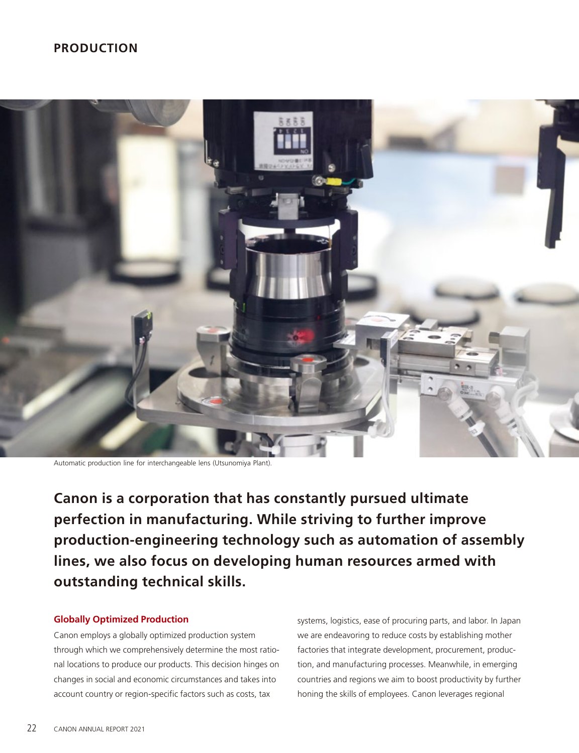## PRODUCTION

Automatic production line for interchangeable lens (Utsunomiya Plant).

**Canon is a corporation that has constantly pursued ultimate perfection in manufacturing. While striving to further improve production-engineering technology such as automation of assembly lines, we also focus on developing human resources armed with outstanding technical skills.**

### Globally Optimized Production

Canon employs a globally optimized production system through which we comprehensively determine the most rational locations to produce our products. This decision hinges on changes in social and economic circumstances and takes into account country or region-specific factors such as costs, tax systems, logistics, ease of procuring parts, and labor. In Japan we are endeavoring to reduce costs by establishing mother factories that integrate development, procurement, production, and manufacturing processes. Meanwhile, in emerging countries and regions we aim to boost productivity by further honing the skills of employees. Canon leverages regional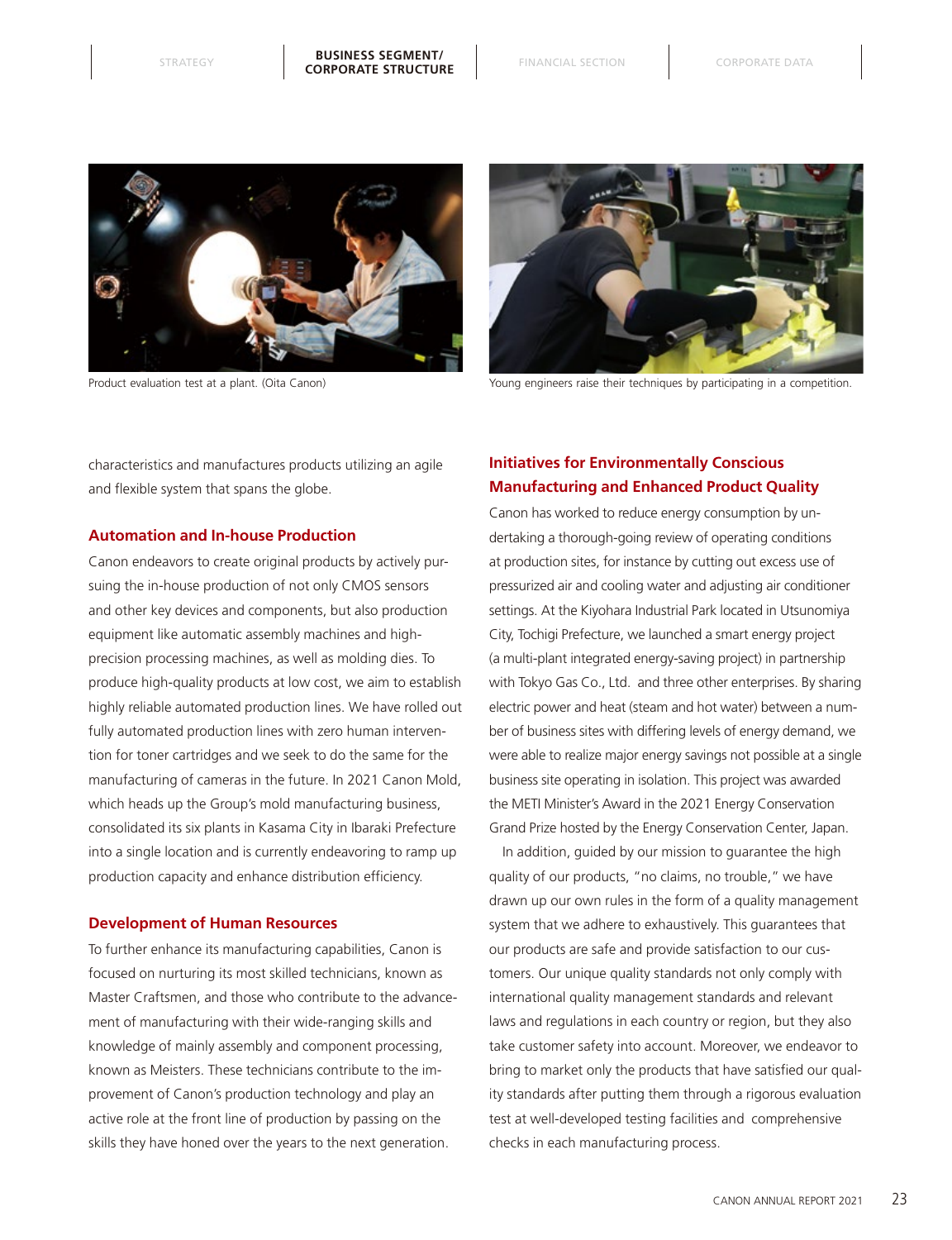Product evaluation test at a plant. (Oita Canon)

Young engineers raise their techniques by participating in a competition.

characteristics and manufactures products utilizing an agile and flexible system that spans the globe.

## Automation and In-house Production

Canon endeavors to create original products by actively pursuing the in-house production of not only CMOS sensors and other key devices and components, but also production equipment like automatic assembly machines and high-precision processing machines, as well as molding dies. To produce high-quality products at low cost, we aim to establish highly reliable automated production lines. We have rolled out fully automated production lines with zero human intervention for toner cartridges and we seek to do the same for the manufacturing of cameras in the future. In 2021 Canon Mold, which heads up the Group's mold manufacturing business, consolidated its six plants in Kasama City in Ibaraki Prefecture into a single location and is currently endeavoring to ramp up production capacity and enhance distribution efficiency.

## Development of Human Resources

To further enhance its manufacturing capabilities, Canon is focused on nurturing its most skilled technicians, known as Master Craftsmen, and those who contribute to the advancement of manufacturing with their wide-ranging skills and knowledge of mainly assembly and component processing, known as Meisters. These technicians contribute to the improvement of Canon's production technology and play an active role at the front line of production by passing on the skills they have honed over the years to the next generation.

## Initiatives for Environmentally Conscious Manufacturing and Enhanced Product Quality

Canon has worked to reduce energy consumption by undertaking a thorough-going review of operating conditions at production sites, for instance by cutting out excess use of pressurized air and cooling water and adjusting air conditioner settings. At the Kiyohara Industrial Park located in Utsunomiya City, Tochigi Prefecture, we launched a smart energy project (a multi-plant integrated energy-saving project) in partnership with Tokyo Gas Co., Ltd. and three other enterprises. By sharing electric power and heat (steam and hot water) between a number of business sites with differing levels of energy demand, we were able to realize major energy savings not possible at a single business site operating in isolation. This project was awarded the METI Minister's Award in the 2021 Energy Conservation Grand Prize hosted by the Energy Conservation Center, Japan.

In addition, guided by our mission to guarantee the high quality of our products, "no claims, no trouble," we have drawn up our own rules in the form of a quality management system that we adhere to exhaustively. This guarantees that our products are safe and provide satisfaction to our customers. Our unique quality standards not only comply with international quality management standards and relevant laws and regulations in each country or region, but they also take customer safety into account. Moreover, we endeavor to bring to market only the products that have satisfied our quality standards after putting them through a rigorous evaluation test at well-developed testing facilities and comprehensive checks in each manufacturing process.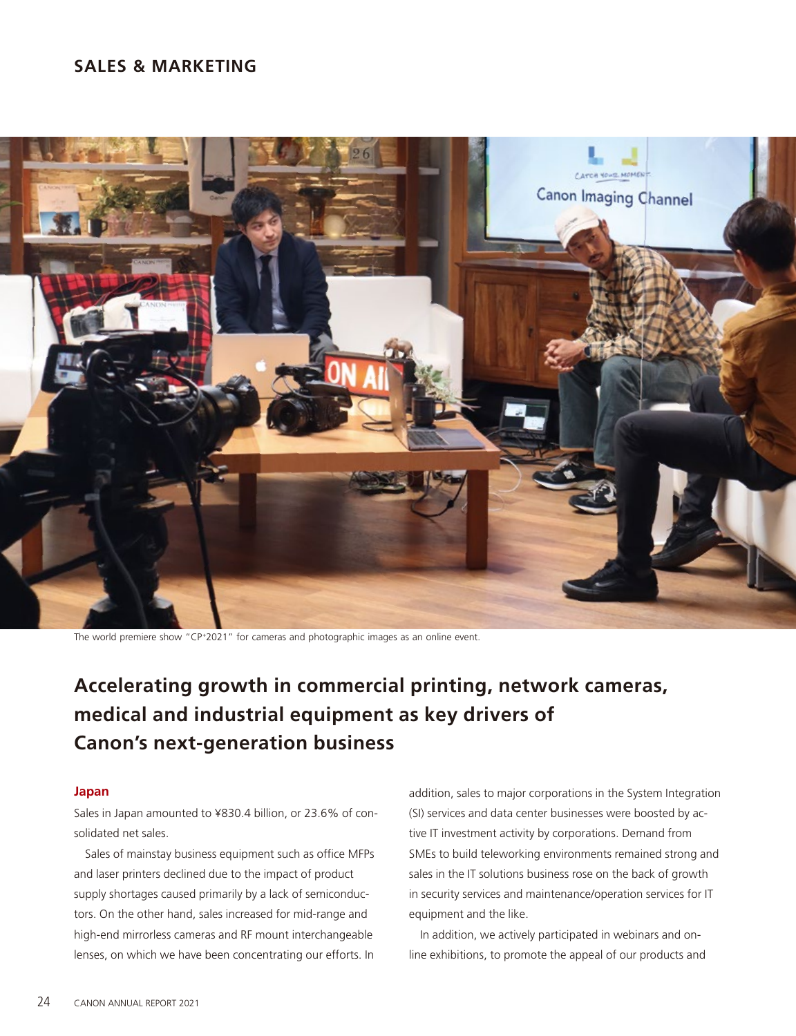## SALES & MARKETING

The world premiere show "CP+2021" for cameras and photographic images as an online event.

# Accelerating growth in commercial printing, network cameras, medical and industrial equipment as key drivers of Canon's next-generation business

### Japan

Sales in Japan amounted to ¥830.4 billion, or 23.6% of consolidated net sales.

Sales of mainstay business equipment such as office MFPs and laser printers declined due to the impact of product supply shortages caused primarily by a lack of semiconductors. On the other hand, sales increased for mid-range and high-end mirrorless cameras and RF mount interchangeable lenses, on which we have been concentrating our efforts. In addition, sales to major corporations in the System Integration (SI) services and data center businesses were boosted by active IT investment activity by corporations. Demand from SMEs to build teleworking environments remained strong and sales in the IT solutions business rose on the back of growth in security services and maintenance/operation services for IT equipment and the like.

In addition, we actively participated in webinars and online exhibitions, to promote the appeal of our products and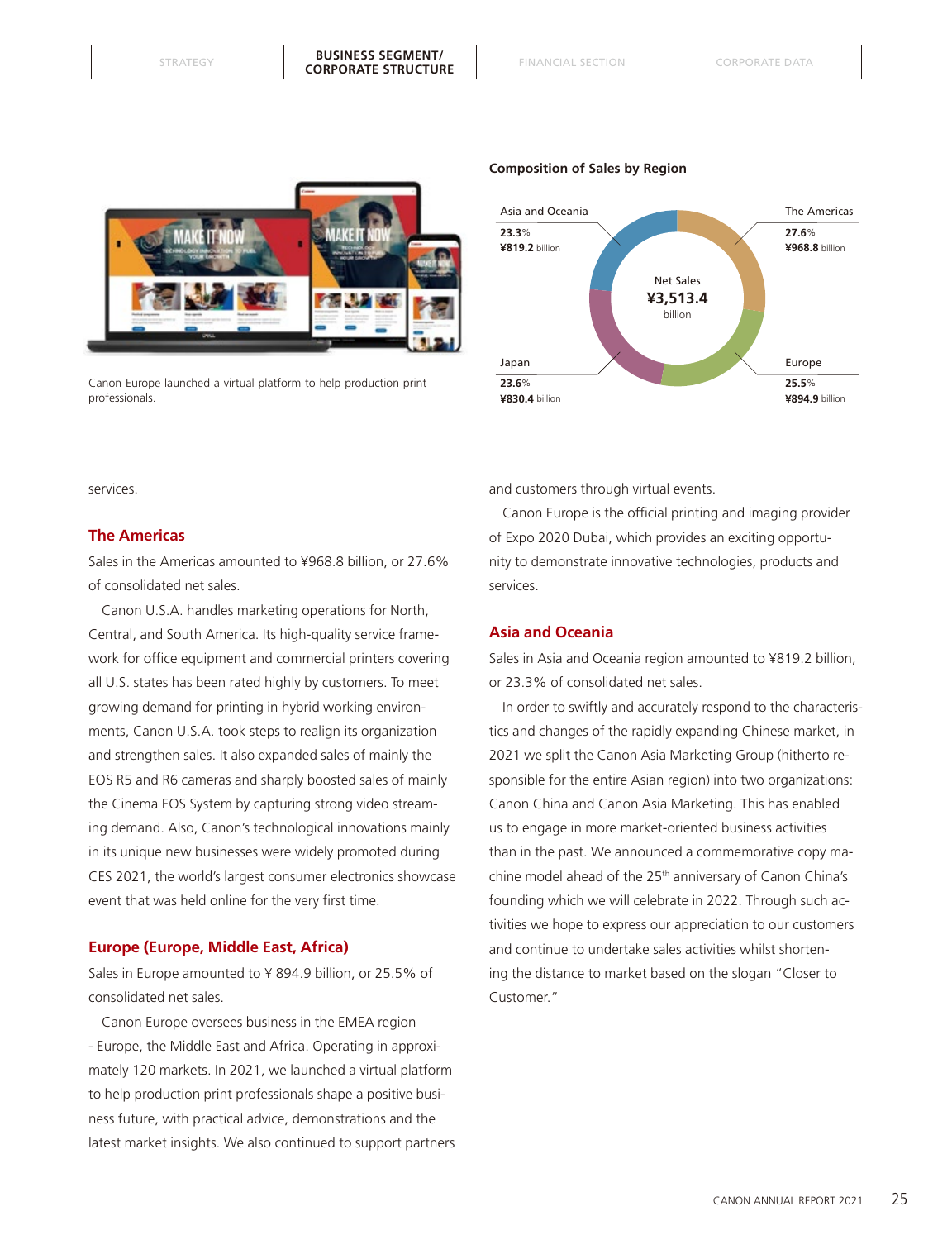Canon Europe launched a virtual platform to help production print professionals.

**Composition of Sales by Region**

Net Sales ¥3,513.4 billion

| Region | % | Sales |
|---|---|---|
| Asia and Oceania | 23.3% | ¥819.2 billion |
| The Americas | 27.6% | ¥968.8 billion |
| Japan | 23.6% | ¥830.4 billion |
| Europe | 25.5% | ¥894.9 billion |

services.

## The Americas

Sales in the Americas amounted to ¥968.8 billion, or 27.6% of consolidated net sales.

Canon U.S.A. handles marketing operations for North, Central, and South America. Its high-quality service framework for office equipment and commercial printers covering all U.S. states has been rated highly by customers. To meet growing demand for printing in hybrid working environments, Canon U.S.A. took steps to realign its organization and strengthen sales. It also expanded sales of mainly the EOS R5 and R6 cameras and sharply boosted sales of mainly the Cinema EOS System by capturing strong video streaming demand. Also, Canon's technological innovations mainly in its unique new businesses were widely promoted during CES 2021, the world's largest consumer electronics showcase event that was held online for the very first time.

## Europe (Europe, Middle East, Africa)

Sales in Europe amounted to ¥ 894.9 billion, or 25.5% of consolidated net sales.

Canon Europe oversees business in the EMEA region - Europe, the Middle East and Africa. Operating in approximately 120 markets. In 2021, we launched a virtual platform to help production print professionals shape a positive business future, with practical advice, demonstrations and the latest market insights. We also continued to support partners and customers through virtual events.

Canon Europe is the official printing and imaging provider of Expo 2020 Dubai, which provides an exciting opportunity to demonstrate innovative technologies, products and services.

## Asia and Oceania

Sales in Asia and Oceania region amounted to ¥819.2 billion, or 23.3% of consolidated net sales.

In order to swiftly and accurately respond to the characteristics and changes of the rapidly expanding Chinese market, in 2021 we split the Canon Asia Marketing Group (hitherto responsible for the entire Asian region) into two organizations: Canon China and Canon Asia Marketing. This has enabled us to engage in more market-oriented business activities than in the past. We announced a commemorative copy machine model ahead of the 25th anniversary of Canon China's founding which we will celebrate in 2022. Through such activities we hope to express our appreciation to our customers and continue to undertake sales activities whilst shortening the distance to market based on the slogan "Closer to Customer."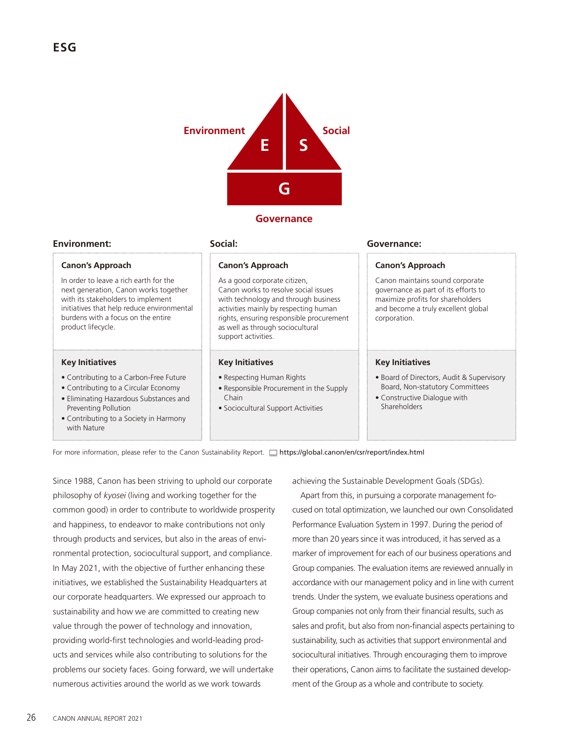# ESG

Environment **E** **S** Social

**G**

Governance

## Environment:

### Canon's Approach

In order to leave a rich earth for the next generation, Canon works together with its stakeholders to implement initiatives that help reduce environmental burdens with a focus on the entire product lifecycle.

### Key Initiatives

- Contributing to a Carbon-Free Future
- Contributing to a Circular Economy
- Eliminating Hazardous Substances and Preventing Pollution
- Contributing to a Society in Harmony with Nature

## Social:

### Canon's Approach

As a good corporate citizen, Canon works to resolve social issues with technology and through business activities mainly by respecting human rights, ensuring responsible procurement as well as through sociocultural support activities.

### Key Initiatives

- Respecting Human Rights
- Responsible Procurement in the Supply Chain
- Sociocultural Support Activities

## Governance:

### Canon's Approach

Canon maintains sound corporate governance as part of its efforts to maximize profits for shareholders and become a truly excellent global corporation.

### Key Initiatives

- Board of Directors, Audit & Supervisory Board, Non-statutory Committees
- Constructive Dialogue with Shareholders

For more information, please refer to the Canon Sustainability Report. https://global.canon/en/csr/report/index.html

Since 1988, Canon has been striving to uphold our corporate philosophy of *kyosei* (living and working together for the common good) in order to contribute to worldwide prosperity and happiness, to endeavor to make contributions not only through products and services, but also in the areas of environmental protection, sociocultural support, and compliance. In May 2021, with the objective of further enhancing these initiatives, we established the Sustainability Headquarters at our corporate headquarters. We expressed our approach to sustainability and how we are committed to creating new value through the power of technology and innovation, providing world-first technologies and world-leading products and services while also contributing to solutions for the problems our society faces. Going forward, we will undertake numerous activities around the world as we work towards achieving the Sustainable Development Goals (SDGs).

Apart from this, in pursuing a corporate management focused on total optimization, we launched our own Consolidated Performance Evaluation System in 1997. During the period of more than 20 years since it was introduced, it has served as a marker of improvement for each of our business operations and Group companies. The evaluation items are reviewed annually in accordance with our management policy and in line with current trends. Under the system, we evaluate business operations and Group companies not only from their financial results, such as sales and profit, but also from non-financial aspects pertaining to sustainability, such as activities that support environmental and sociocultural initiatives. Through encouraging them to improve their operations, Canon aims to facilitate the sustained development of the Group as a whole and contribute to society.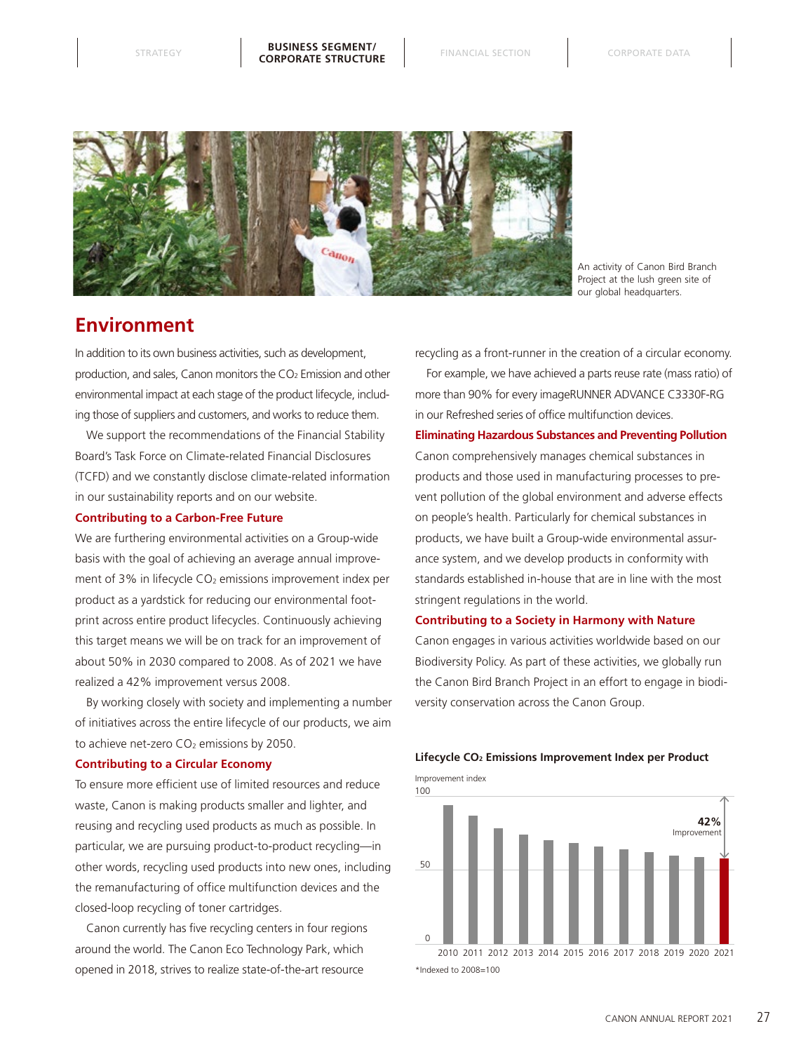An activity of Canon Bird Branch Project at the lush green site of our global headquarters.

## Environment

In addition to its own business activities, such as development, production, and sales, Canon monitors the $CO_2$ Emission and other environmental impact at each stage of the product lifecycle, including those of suppliers and customers, and works to reduce them.

We support the recommendations of the Financial Stability Board's Task Force on Climate-related Financial Disclosures (TCFD) and we constantly disclose climate-related information in our sustainability reports and on our website.

### Contributing to a Carbon-Free Future

We are furthering environmental activities on a Group-wide basis with the goal of achieving an average annual improvement of 3% in lifecycle $CO_2$ emissions improvement index per product as a yardstick for reducing our environmental footprint across entire product lifecycles. Continuously achieving this target means we will be on track for an improvement of about 50% in 2030 compared to 2008. As of 2021 we have realized a 42% improvement versus 2008.

By working closely with society and implementing a number of initiatives across the entire lifecycle of our products, we aim to achieve net-zero $CO_2$ emissions by 2050.

### Contributing to a Circular Economy

To ensure more efficient use of limited resources and reduce waste, Canon is making products smaller and lighter, and reusing and recycling used products as much as possible. In particular, we are pursuing product-to-product recycling—in other words, recycling used products into new ones, including the remanufacturing of office multifunction devices and the closed-loop recycling of toner cartridges.

Canon currently has five recycling centers in four regions around the world. The Canon Eco Technology Park, which opened in 2018, strives to realize state-of-the-art resource recycling as a front-runner in the creation of a circular economy.

For example, we have achieved a parts reuse rate (mass ratio) of more than 90% for every imageRUNNER ADVANCE C3330F-RG in our Refreshed series of office multifunction devices.

### Eliminating Hazardous Substances and Preventing Pollution

Canon comprehensively manages chemical substances in products and those used in manufacturing processes to prevent pollution of the global environment and adverse effects on people's health. Particularly for chemical substances in products, we have built a Group-wide environmental assurance system, and we develop products in conformity with standards established in-house that are in line with the most stringent regulations in the world.

### Contributing to a Society in Harmony with Nature

Canon engages in various activities worldwide based on our Biodiversity Policy. As part of these activities, we globally run the Canon Bird Branch Project in an effort to engage in biodiversity conservation across the Canon Group.

**Lifecycle $CO_2$ Emissions Improvement Index per Product**

Improvement index

42% Improvement

(Bar chart, years 2010–2021, index scale 0–100)

*Indexed to 2008=100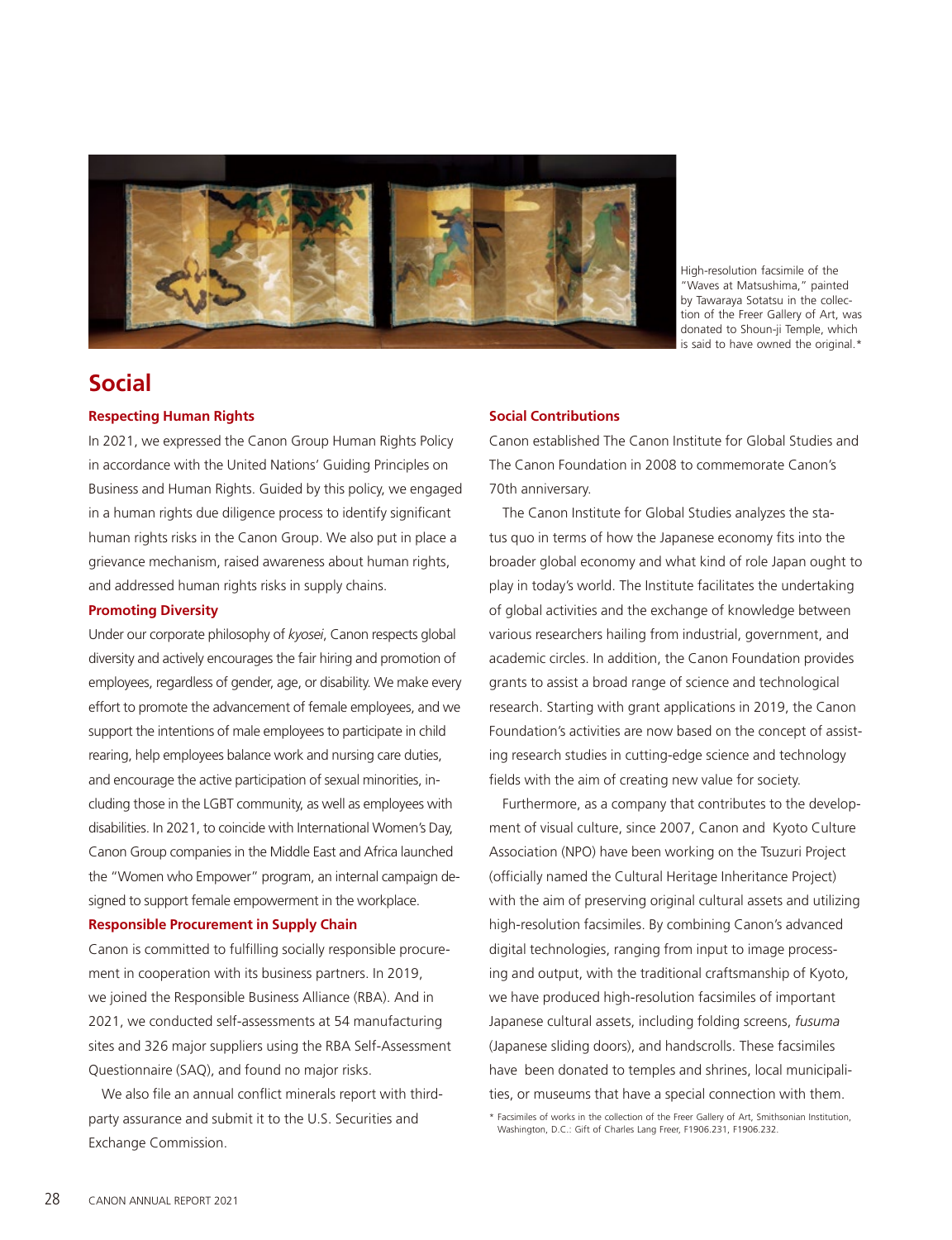High-resolution facsimile of the "Waves at Matsushima," painted by Tawaraya Sotatsu in the collection of the Freer Gallery of Art, was donated to Shoun-ji Temple, which is said to have owned the original.*

# Social

### Respecting Human Rights

In 2021, we expressed the Canon Group Human Rights Policy in accordance with the United Nations' Guiding Principles on Business and Human Rights. Guided by this policy, we engaged in a human rights due diligence process to identify significant human rights risks in the Canon Group. We also put in place a grievance mechanism, raised awareness about human rights, and addressed human rights risks in supply chains.

### Promoting Diversity

Under our corporate philosophy of *kyosei*, Canon respects global diversity and actively encourages the fair hiring and promotion of employees, regardless of gender, age, or disability. We make every effort to promote the advancement of female employees, and we support the intentions of male employees to participate in child rearing, help employees balance work and nursing care duties, and encourage the active participation of sexual minorities, including those in the LGBT community, as well as employees with disabilities. In 2021, to coincide with International Women's Day, Canon Group companies in the Middle East and Africa launched the "Women who Empower" program, an internal campaign designed to support female empowerment in the workplace.

### Responsible Procurement in Supply Chain

Canon is committed to fulfilling socially responsible procurement in cooperation with its business partners. In 2019, we joined the Responsible Business Alliance (RBA). And in 2021, we conducted self-assessments at 54 manufacturing sites and 326 major suppliers using the RBA Self-Assessment Questionnaire (SAQ), and found no major risks.

We also file an annual conflict minerals report with third-party assurance and submit it to the U.S. Securities and Exchange Commission.

### Social Contributions

Canon established The Canon Institute for Global Studies and The Canon Foundation in 2008 to commemorate Canon's 70th anniversary.

The Canon Institute for Global Studies analyzes the status quo in terms of how the Japanese economy fits into the broader global economy and what kind of role Japan ought to play in today's world. The Institute facilitates the undertaking of global activities and the exchange of knowledge between various researchers hailing from industrial, government, and academic circles. In addition, the Canon Foundation provides grants to assist a broad range of science and technological research. Starting with grant applications in 2019, the Canon Foundation's activities are now based on the concept of assisting research studies in cutting-edge science and technology fields with the aim of creating new value for society.

Furthermore, as a company that contributes to the development of visual culture, since 2007, Canon and Kyoto Culture Association (NPO) have been working on the Tsuzuri Project (officially named the Cultural Heritage Inheritance Project) with the aim of preserving original cultural assets and utilizing high-resolution facsimiles. By combining Canon's advanced digital technologies, ranging from input to image processing and output, with the traditional craftsmanship of Kyoto, we have produced high-resolution facsimiles of important Japanese cultural assets, including folding screens, *fusuma* (Japanese sliding doors), and handscrolls. These facsimiles have been donated to temples and shrines, local municipalities, or museums that have a special connection with them.

* Facsimiles of works in the collection of the Freer Gallery of Art, Smithsonian Institution, Washington, D.C.: Gift of Charles Lang Freer, F1906.231, F1906.232.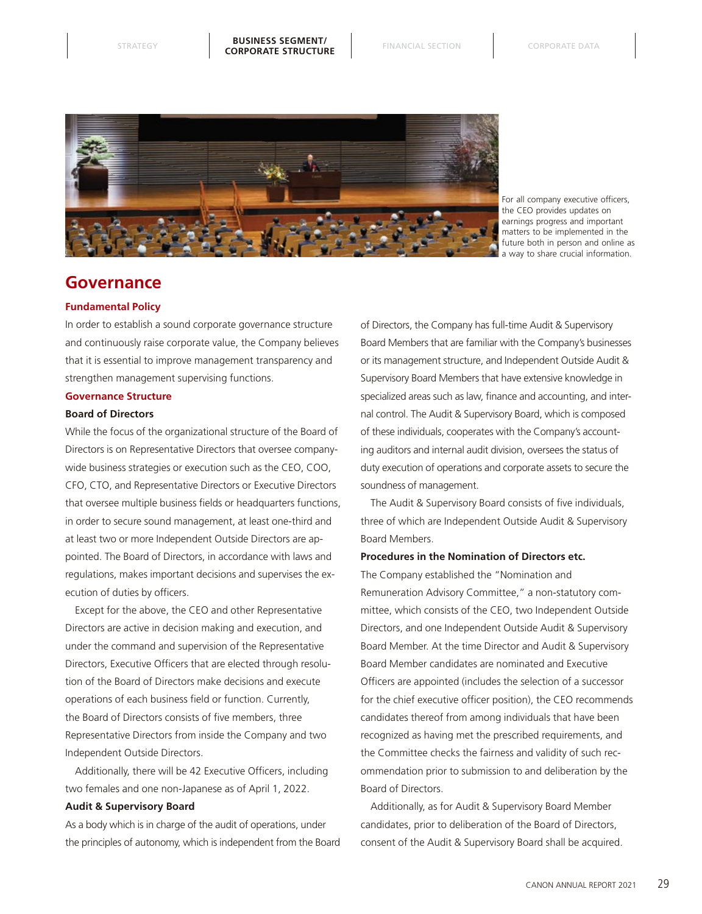For all company executive officers, the CEO provides updates on earnings progress and important matters to be implemented in the future both in person and online as a way to share crucial information.

# Governance

## Fundamental Policy

In order to establish a sound corporate governance structure and continuously raise corporate value, the Company believes that it is essential to improve management transparency and strengthen management supervising functions.

## Governance Structure

### Board of Directors

While the focus of the organizational structure of the Board of Directors is on Representative Directors that oversee company-wide business strategies or execution such as the CEO, COO, CFO, CTO, and Representative Directors or Executive Directors that oversee multiple business fields or headquarters functions, in order to secure sound management, at least one-third and at least two or more Independent Outside Directors are appointed. The Board of Directors, in accordance with laws and regulations, makes important decisions and supervises the execution of duties by officers.

Except for the above, the CEO and other Representative Directors are active in decision making and execution, and under the command and supervision of the Representative Directors, Executive Officers that are elected through resolution of the Board of Directors make decisions and execute operations of each business field or function. Currently, the Board of Directors consists of five members, three Representative Directors from inside the Company and two Independent Outside Directors.

Additionally, there will be 42 Executive Officers, including two females and one non-Japanese as of April 1, 2022.

### Audit & Supervisory Board

As a body which is in charge of the audit of operations, under the principles of autonomy, which is independent from the Board of Directors, the Company has full-time Audit & Supervisory Board Members that are familiar with the Company's businesses or its management structure, and Independent Outside Audit & Supervisory Board Members that have extensive knowledge in specialized areas such as law, finance and accounting, and internal control. The Audit & Supervisory Board, which is composed of these individuals, cooperates with the Company's accounting auditors and internal audit division, oversees the status of duty execution of operations and corporate assets to secure the soundness of management.

The Audit & Supervisory Board consists of five individuals, three of which are Independent Outside Audit & Supervisory Board Members.

### Procedures in the Nomination of Directors etc.

The Company established the "Nomination and Remuneration Advisory Committee," a non-statutory committee, which consists of the CEO, two Independent Outside Directors, and one Independent Outside Audit & Supervisory Board Member. At the time Director and Audit & Supervisory Board Member candidates are nominated and Executive Officers are appointed (includes the selection of a successor for the chief executive officer position), the CEO recommends candidates thereof from among individuals that have been recognized as having met the prescribed requirements, and the Committee checks the fairness and validity of such recommendation prior to submission to and deliberation by the Board of Directors.

Additionally, as for Audit & Supervisory Board Member candidates, prior to deliberation of the Board of Directors, consent of the Audit & Supervisory Board shall be acquired.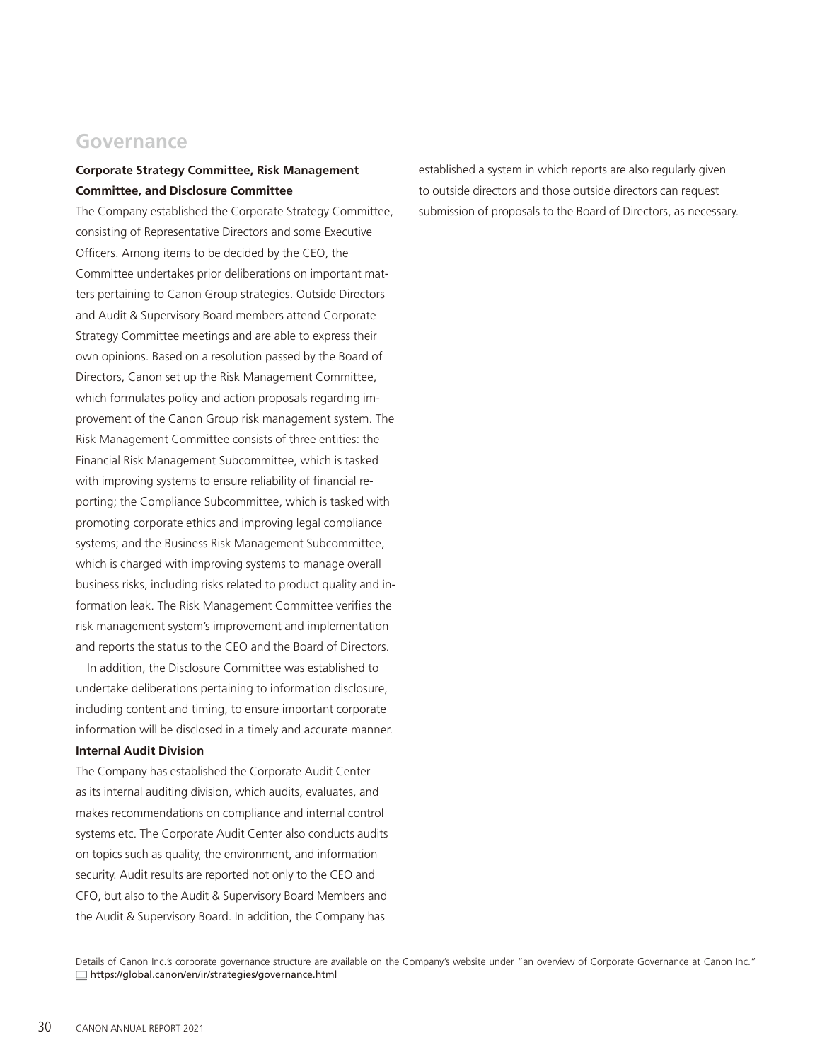## Governance

**Corporate Strategy Committee, Risk Management Committee, and Disclosure Committee**

The Company established the Corporate Strategy Committee, consisting of Representative Directors and some Executive Officers. Among items to be decided by the CEO, the Committee undertakes prior deliberations on important matters pertaining to Canon Group strategies. Outside Directors and Audit & Supervisory Board members attend Corporate Strategy Committee meetings and are able to express their own opinions. Based on a resolution passed by the Board of Directors, Canon set up the Risk Management Committee, which formulates policy and action proposals regarding improvement of the Canon Group risk management system. The Risk Management Committee consists of three entities: the Financial Risk Management Subcommittee, which is tasked with improving systems to ensure reliability of financial reporting; the Compliance Subcommittee, which is tasked with promoting corporate ethics and improving legal compliance systems; and the Business Risk Management Subcommittee, which is charged with improving systems to manage overall business risks, including risks related to product quality and information leak. The Risk Management Committee verifies the risk management system's improvement and implementation and reports the status to the CEO and the Board of Directors.

In addition, the Disclosure Committee was established to undertake deliberations pertaining to information disclosure, including content and timing, to ensure important corporate information will be disclosed in a timely and accurate manner.

**Internal Audit Division**

The Company has established the Corporate Audit Center as its internal auditing division, which audits, evaluates, and makes recommendations on compliance and internal control systems etc. The Corporate Audit Center also conducts audits on topics such as quality, the environment, and information security. Audit results are reported not only to the CEO and CFO, but also to the Audit & Supervisory Board Members and the Audit & Supervisory Board. In addition, the Company has established a system in which reports are also regularly given to outside directors and those outside directors can request submission of proposals to the Board of Directors, as necessary.

Details of Canon Inc.'s corporate governance structure are available on the Company's website under "an overview of Corporate Governance at Canon Inc."
https://global.canon/en/ir/strategies/governance.html